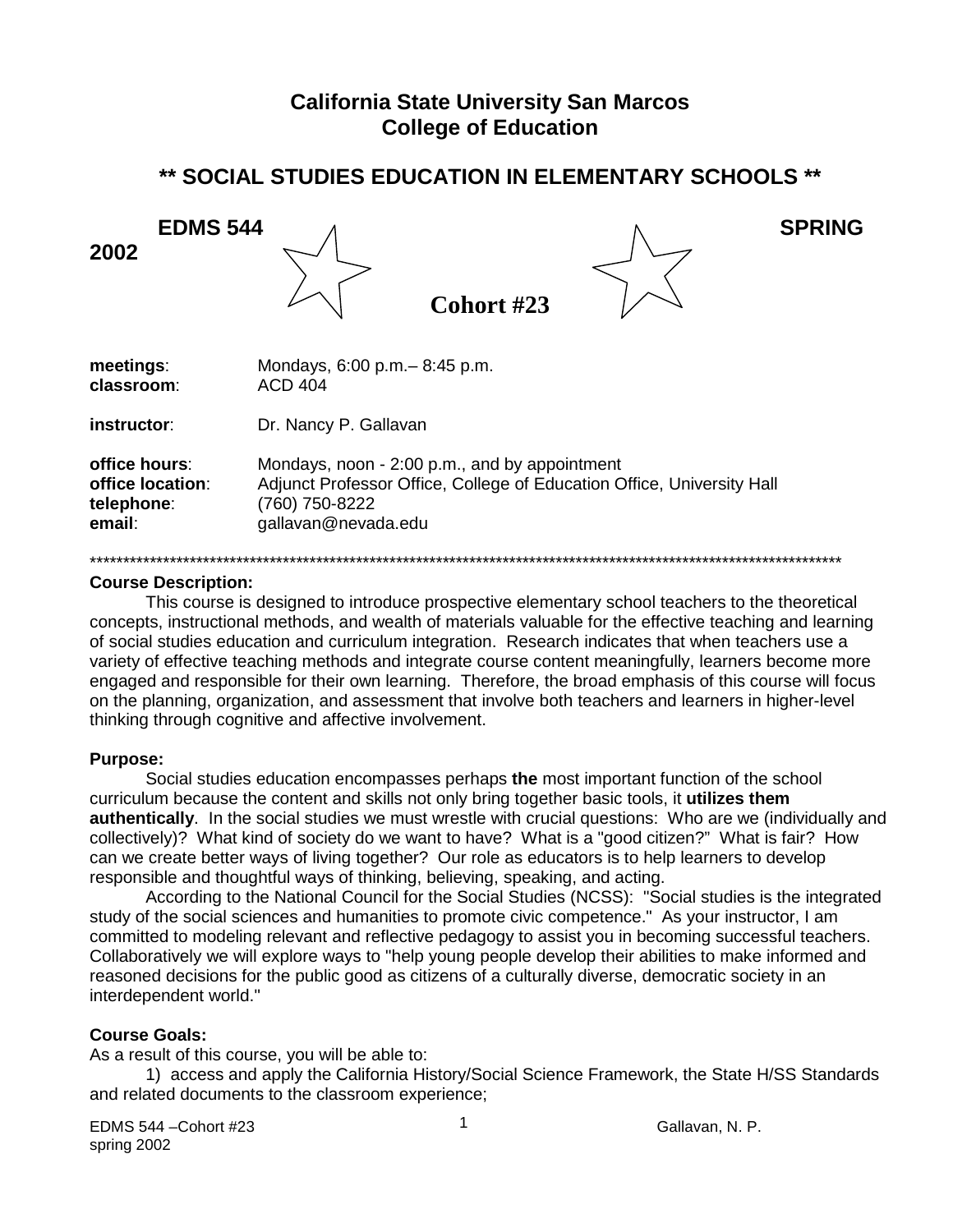# California State University San Marcos
# College of Education

## ** SOCIAL STUDIES EDUCATION IN ELEMENTARY SCHOOLS **

**EDMS 544** **SPRING 2002**

**Cohort #23**

| | |
|---|---|
| **meetings**: | Mondays, 6:00 p.m.– 8:45 p.m. |
| **classroom**: | ACD 404 |
| **instructor**: | Dr. Nancy P. Gallavan |
| **office hours**: | Mondays, noon - 2:00 p.m., and by appointment |
| **office location**: | Adjunct Professor Office, College of Education Office, University Hall |
| **telephone**: | (760) 750-8222 |
| **email**: | gallavan@nevada.edu |

*****************************************************************************************************************

**Course Description:**

This course is designed to introduce prospective elementary school teachers to the theoretical concepts, instructional methods, and wealth of materials valuable for the effective teaching and learning of social studies education and curriculum integration. Research indicates that when teachers use a variety of effective teaching methods and integrate course content meaningfully, learners become more engaged and responsible for their own learning. Therefore, the broad emphasis of this course will focus on the planning, organization, and assessment that involve both teachers and learners in higher-level thinking through cognitive and affective involvement.

**Purpose:**

Social studies education encompasses perhaps **the** most important function of the school curriculum because the content and skills not only bring together basic tools, it **utilizes them authentically**. In the social studies we must wrestle with crucial questions: Who are we (individually and collectively)? What kind of society do we want to have? What is a "good citizen?" What is fair? How can we create better ways of living together? Our role as educators is to help learners to develop responsible and thoughtful ways of thinking, believing, speaking, and acting.

According to the National Council for the Social Studies (NCSS): "Social studies is the integrated study of the social sciences and humanities to promote civic competence." As your instructor, I am committed to modeling relevant and reflective pedagogy to assist you in becoming successful teachers. Collaboratively we will explore ways to "help young people develop their abilities to make informed and reasoned decisions for the public good as citizens of a culturally diverse, democratic society in an interdependent world."

**Course Goals:**

As a result of this course, you will be able to:

1) access and apply the California History/Social Science Framework, the State H/SS Standards and related documents to the classroom experience;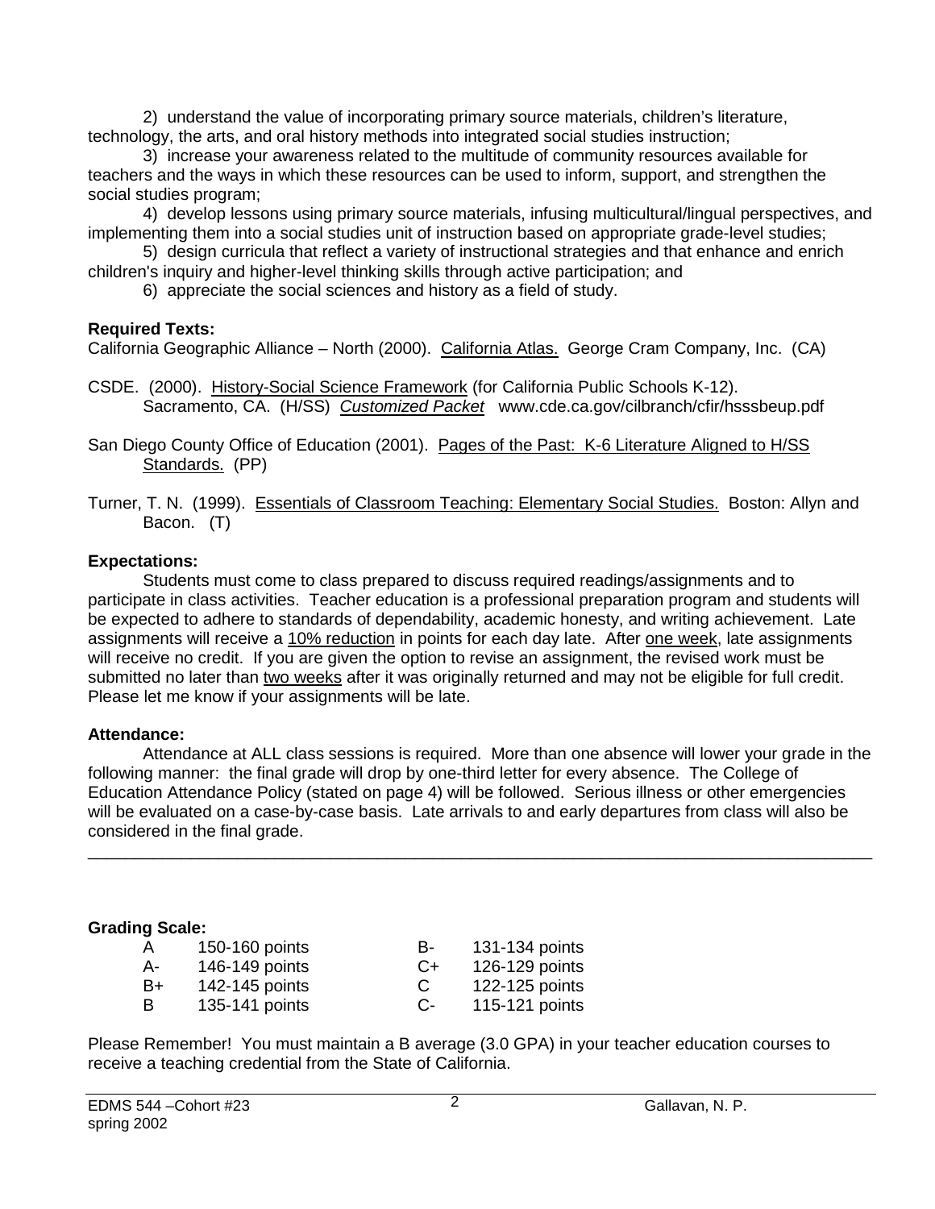2) understand the value of incorporating primary source materials, children's literature, technology, the arts, and oral history methods into integrated social studies instruction;

3) increase your awareness related to the multitude of community resources available for teachers and the ways in which these resources can be used to inform, support, and strengthen the social studies program;

4) develop lessons using primary source materials, infusing multicultural/lingual perspectives, and implementing them into a social studies unit of instruction based on appropriate grade-level studies;

5) design curricula that reflect a variety of instructional strategies and that enhance and enrich children's inquiry and higher-level thinking skills through active participation; and

6) appreciate the social sciences and history as a field of study.

**Required Texts:**

California Geographic Alliance – North (2000). California Atlas. George Cram Company, Inc. (CA)

CSDE. (2000). History-Social Science Framework (for California Public Schools K-12). Sacramento, CA. (H/SS) *Customized Packet* www.cde.ca.gov/cilbranch/cfir/hsssbeup.pdf

San Diego County Office of Education (2001). Pages of the Past: K-6 Literature Aligned to H/SS Standards. (PP)

Turner, T. N. (1999). Essentials of Classroom Teaching: Elementary Social Studies. Boston: Allyn and Bacon. (T)

**Expectations:**

Students must come to class prepared to discuss required readings/assignments and to participate in class activities. Teacher education is a professional preparation program and students will be expected to adhere to standards of dependability, academic honesty, and writing achievement. Late assignments will receive a 10% reduction in points for each day late. After one week, late assignments will receive no credit. If you are given the option to revise an assignment, the revised work must be submitted no later than two weeks after it was originally returned and may not be eligible for full credit. Please let me know if your assignments will be late.

**Attendance:**

Attendance at ALL class sessions is required. More than one absence will lower your grade in the following manner: the final grade will drop by one-third letter for every absence. The College of Education Attendance Policy (stated on page 4) will be followed. Serious illness or other emergencies will be evaluated on a case-by-case basis. Late arrivals to and early departures from class will also be considered in the final grade.

---

**Grading Scale:**

| Grade | Points | Grade | Points |
|---|---|---|---|
| A | 150-160 points | B- | 131-134 points |
| A- | 146-149 points | C+ | 126-129 points |
| B+ | 142-145 points | C | 122-125 points |
| B | 135-141 points | C- | 115-121 points |

Please Remember! You must maintain a B average (3.0 GPA) in your teacher education courses to receive a teaching credential from the State of California.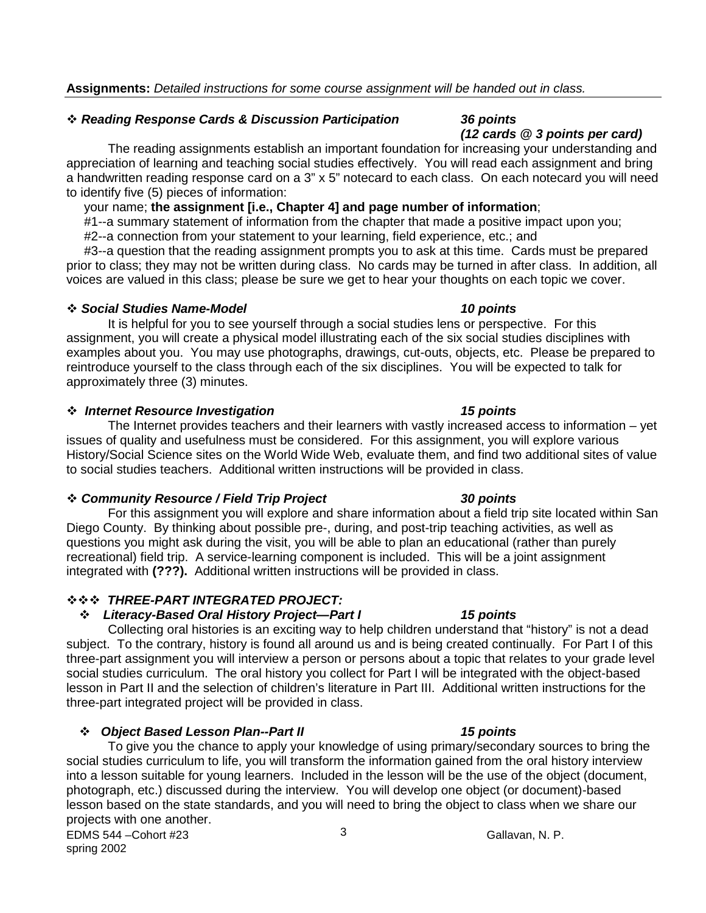**Assignments:** *Detailed instructions for some course assignment will be handed out in class.*

❖ ***Reading Response Cards & Discussion Participation*** ***36 points (12 cards @ 3 points per card)***

The reading assignments establish an important foundation for increasing your understanding and appreciation of learning and teaching social studies effectively. You will read each assignment and bring a handwritten reading response card on a 3" x 5" notecard to each class. On each notecard you will need to identify five (5) pieces of information:

your name; **the assignment [i.e., Chapter 4] and page number of information**;

#1--a summary statement of information from the chapter that made a positive impact upon you;

#2--a connection from your statement to your learning, field experience, etc.; and

#3--a question that the reading assignment prompts you to ask at this time. Cards must be prepared prior to class; they may not be written during class. No cards may be turned in after class. In addition, all voices are valued in this class; please be sure we get to hear your thoughts on each topic we cover.

❖ ***Social Studies Name-Model*** ***10 points***

It is helpful for you to see yourself through a social studies lens or perspective. For this assignment, you will create a physical model illustrating each of the six social studies disciplines with examples about you. You may use photographs, drawings, cut-outs, objects, etc. Please be prepared to reintroduce yourself to the class through each of the six disciplines. You will be expected to talk for approximately three (3) minutes.

❖ ***Internet Resource Investigation*** ***15 points***

The Internet provides teachers and their learners with vastly increased access to information – yet issues of quality and usefulness must be considered. For this assignment, you will explore various History/Social Science sites on the World Wide Web, evaluate them, and find two additional sites of value to social studies teachers. Additional written instructions will be provided in class.

❖ ***Community Resource / Field Trip Project*** ***30 points***

For this assignment you will explore and share information about a field trip site located within San Diego County. By thinking about possible pre-, during, and post-trip teaching activities, as well as questions you might ask during the visit, you will be able to plan an educational (rather than purely recreational) field trip. A service-learning component is included. This will be a joint assignment integrated with **(???).** Additional written instructions will be provided in class.

❖❖❖ ***THREE-PART INTEGRATED PROJECT:***

❖ ***Literacy-Based Oral History Project—Part I*** ***15 points***

Collecting oral histories is an exciting way to help children understand that "history" is not a dead subject. To the contrary, history is found all around us and is being created continually. For Part I of this three-part assignment you will interview a person or persons about a topic that relates to your grade level social studies curriculum. The oral history you collect for Part I will be integrated with the object-based lesson in Part II and the selection of children's literature in Part III. Additional written instructions for the three-part integrated project will be provided in class.

❖ ***Object Based Lesson Plan--Part II*** ***15 points***

To give you the chance to apply your knowledge of using primary/secondary sources to bring the social studies curriculum to life, you will transform the information gained from the oral history interview into a lesson suitable for young learners. Included in the lesson will be the use of the object (document, photograph, etc.) discussed during the interview. You will develop one object (or document)-based lesson based on the state standards, and you will need to bring the object to class when we share our projects with one another.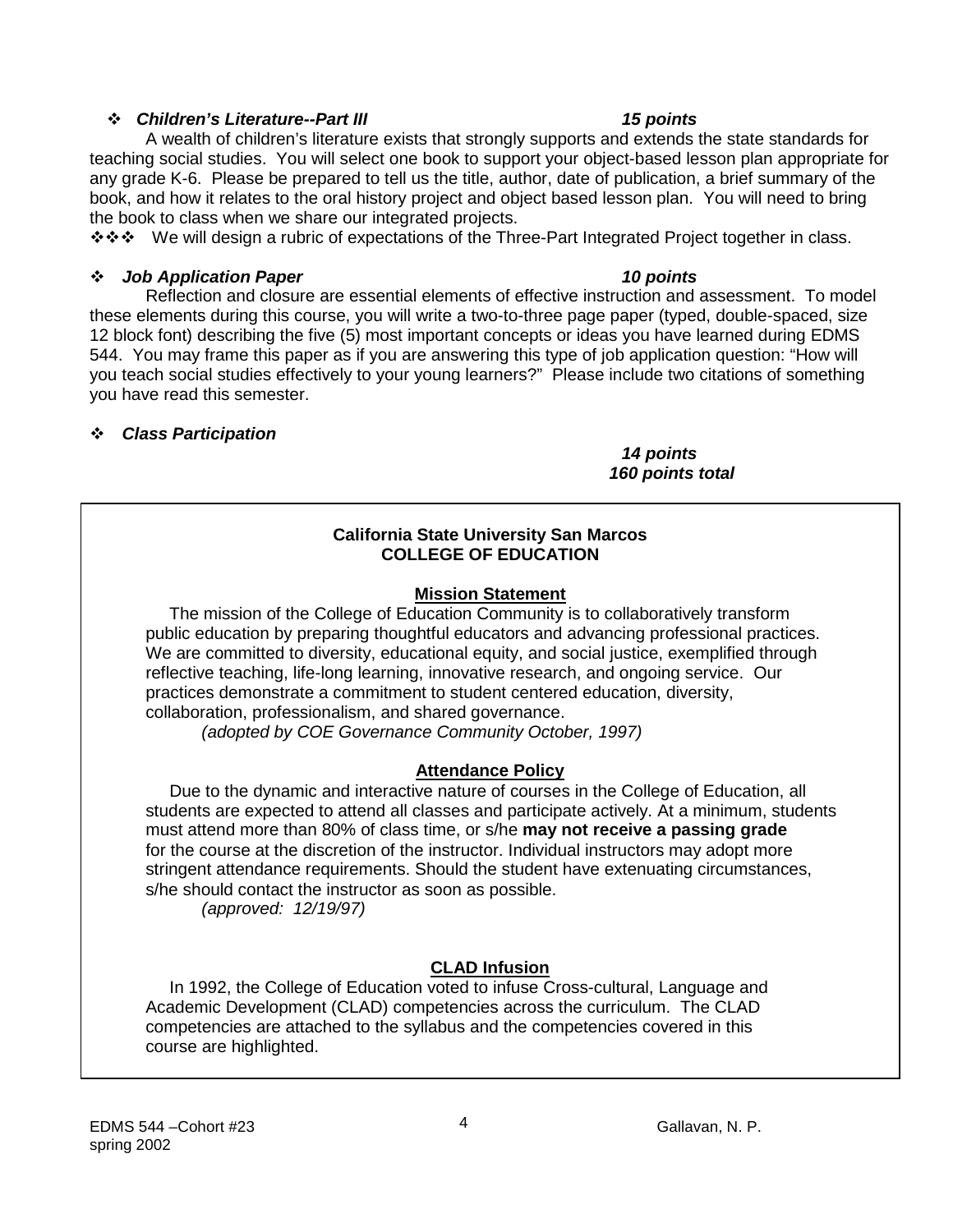❖ ***Children's Literature--Part III*** ***15 points***

A wealth of children's literature exists that strongly supports and extends the state standards for teaching social studies. You will select one book to support your object-based lesson plan appropriate for any grade K-6. Please be prepared to tell us the title, author, date of publication, a brief summary of the book, and how it relates to the oral history project and object based lesson plan. You will need to bring the book to class when we share our integrated projects.

❖❖❖ We will design a rubric of expectations of the Three-Part Integrated Project together in class.

❖ ***Job Application Paper*** ***10 points***

Reflection and closure are essential elements of effective instruction and assessment. To model these elements during this course, you will write a two-to-three page paper (typed, double-spaced, size 12 block font) describing the five (5) most important concepts or ideas you have learned during EDMS 544. You may frame this paper as if you are answering this type of job application question: "How will you teach social studies effectively to your young learners?" Please include two citations of something you have read this semester.

❖ ***Class Participation***

***14 points***
***160 points total***

**California State University San Marcos**
**COLLEGE OF EDUCATION**

**Mission Statement**

The mission of the College of Education Community is to collaboratively transform public education by preparing thoughtful educators and advancing professional practices. We are committed to diversity, educational equity, and social justice, exemplified through reflective teaching, life-long learning, innovative research, and ongoing service. Our practices demonstrate a commitment to student centered education, diversity, collaboration, professionalism, and shared governance.
*(adopted by COE Governance Community October, 1997)*

**Attendance Policy**

Due to the dynamic and interactive nature of courses in the College of Education, all students are expected to attend all classes and participate actively. At a minimum, students must attend more than 80% of class time, or s/he **may not receive a passing grade** for the course at the discretion of the instructor. Individual instructors may adopt more stringent attendance requirements. Should the student have extenuating circumstances, s/he should contact the instructor as soon as possible.
*(approved: 12/19/97)*

**CLAD Infusion**

In 1992, the College of Education voted to infuse Cross-cultural, Language and Academic Development (CLAD) competencies across the curriculum. The CLAD competencies are attached to the syllabus and the competencies covered in this course are highlighted.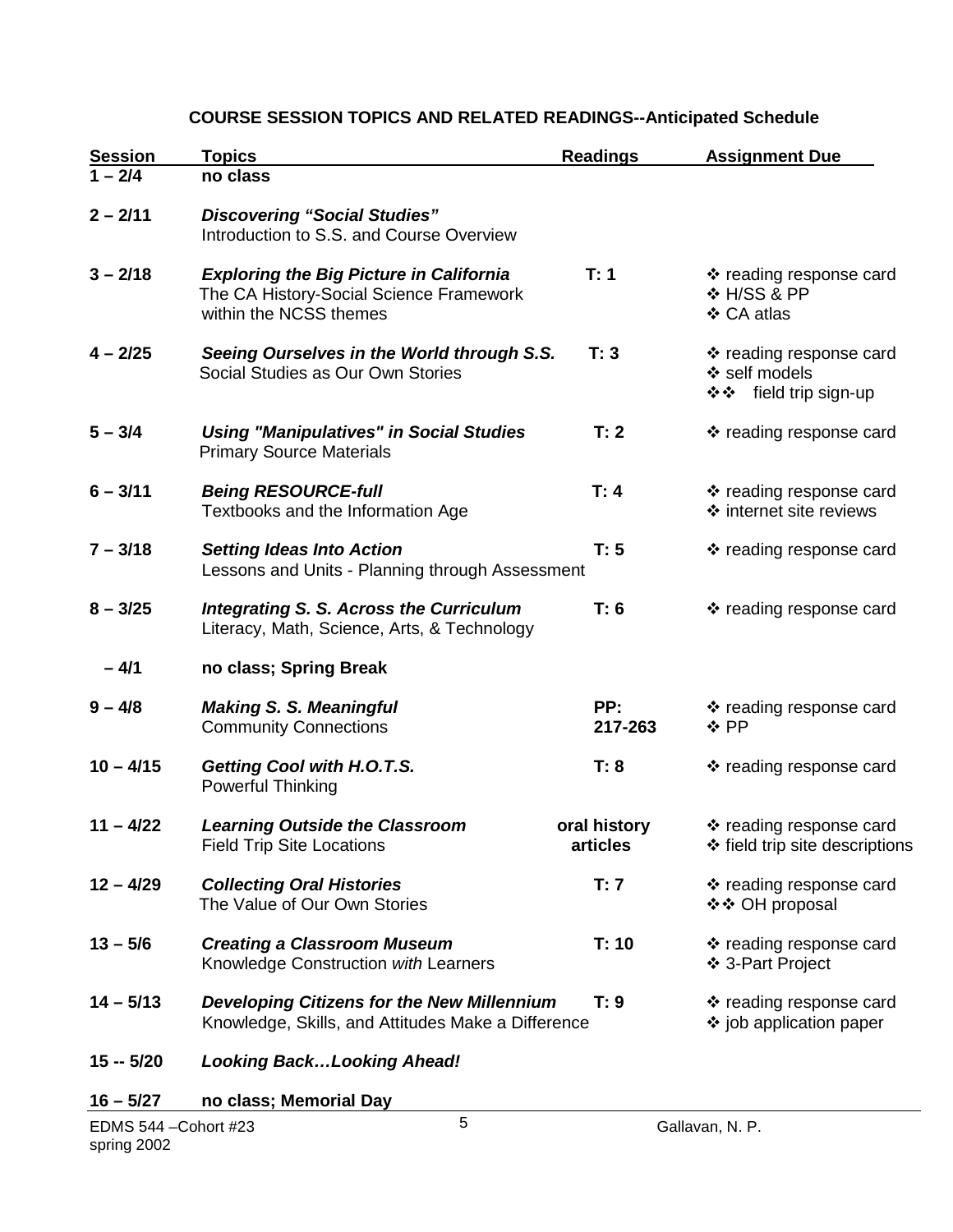## COURSE SESSION TOPICS AND RELATED READINGS--Anticipated Schedule

| Session | Topics | Readings | Assignment Due |
|---|---|---|---|
| 1 – 2/4 | **no class** | | |
| 2 – 2/11 | ***Discovering "Social Studies"***<br>Introduction to S.S. and Course Overview | | |
| 3 – 2/18 | ***Exploring the Big Picture in California***<br>The CA History-Social Science Framework within the NCSS themes | **T: 1** | ❖ reading response card<br>❖ H/SS & PP<br>❖ CA atlas |
| 4 – 2/25 | ***Seeing Ourselves in the World through S.S.***<br>Social Studies as Our Own Stories | **T: 3** | ❖ reading response card<br>❖ self models<br>❖❖ field trip sign-up |
| 5 – 3/4 | ***Using "Manipulatives" in Social Studies***<br>Primary Source Materials | **T: 2** | ❖ reading response card |
| 6 – 3/11 | ***Being RESOURCE-full***<br>Textbooks and the Information Age | **T: 4** | ❖ reading response card<br>❖ internet site reviews |
| 7 – 3/18 | ***Setting Ideas Into Action***<br>Lessons and Units - Planning through Assessment | **T: 5** | ❖ reading response card |
| 8 – 3/25 | ***Integrating S. S. Across the Curriculum***<br>Literacy, Math, Science, Arts, & Technology | **T: 6** | ❖ reading response card |
| – 4/1 | **no class; Spring Break** | | |
| 9 – 4/8 | ***Making S. S. Meaningful***<br>Community Connections | **PP: 217-263** | ❖ reading response card<br>❖ PP |
| 10 – 4/15 | ***Getting Cool with H.O.T.S.***<br>Powerful Thinking | **T: 8** | ❖ reading response card |
| 11 – 4/22 | ***Learning Outside the Classroom***<br>Field Trip Site Locations | **oral history articles** | ❖ reading response card<br>❖ field trip site descriptions |
| 12 – 4/29 | ***Collecting Oral Histories***<br>The Value of Our Own Stories | **T: 7** | ❖ reading response card<br>❖❖ OH proposal |
| 13 – 5/6 | ***Creating a Classroom Museum***<br>Knowledge Construction *with* Learners | **T: 10** | ❖ reading response card<br>❖ 3-Part Project |
| 14 – 5/13 | ***Developing Citizens for the New Millennium***<br>Knowledge, Skills, and Attitudes Make a Difference | **T: 9** | ❖ reading response card<br>❖ job application paper |
| 15 -- 5/20 | ***Looking Back…Looking Ahead!*** | | |
| 16 – 5/27 | **no class; Memorial Day** | | |